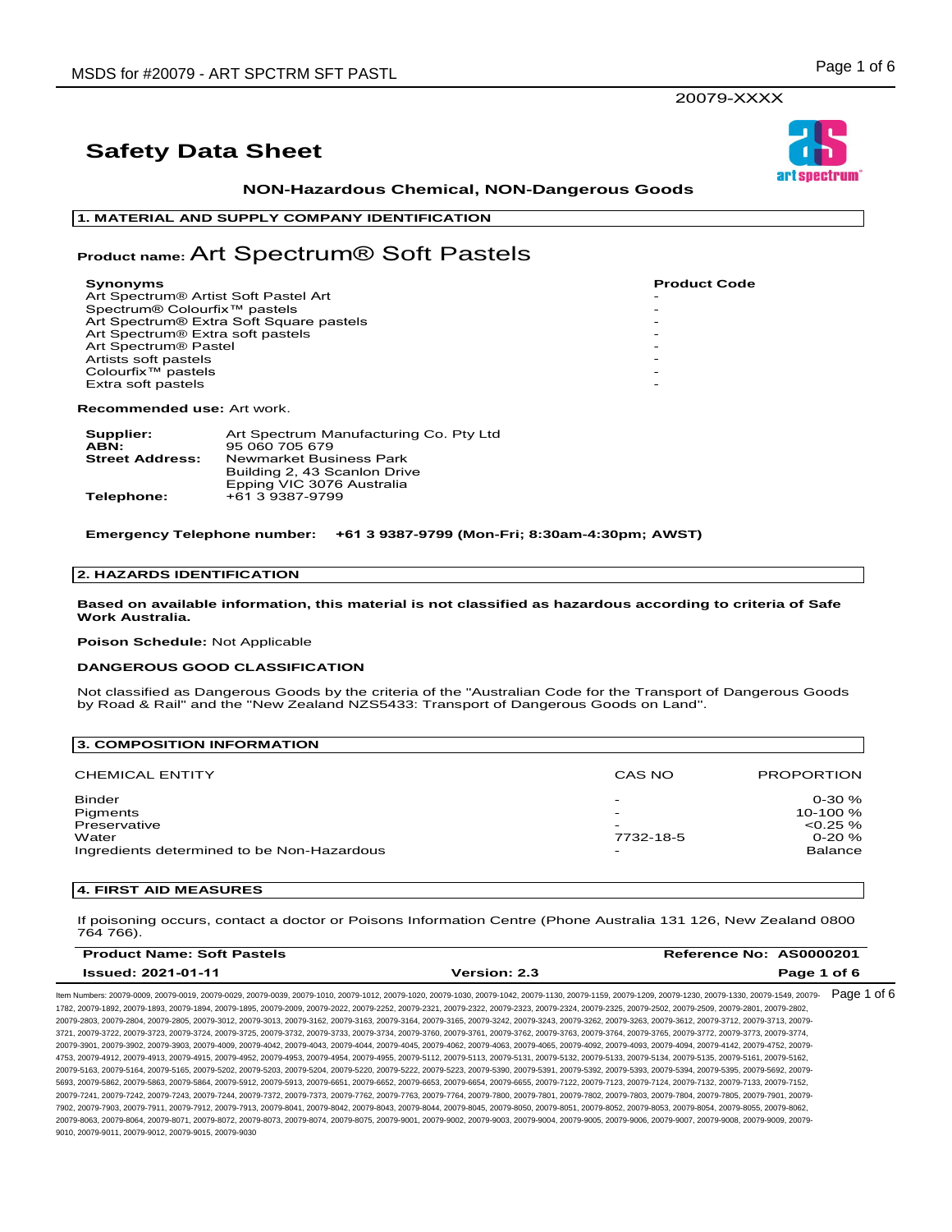20079-XXXX

# Safety Data Sheet

**NON-Hazardous Chemical, NON-Dangerous Goods**

## 1. MATERIAL AND SUPPLY COMPANY IDENTIFICATION

**Product name:** Art Spectrum® Soft Pastels

| Synonyms | Product Code |
|---|---|
| Art Spectrum® Artist Soft Pastel Art | - |
| Spectrum® Colourfix™ pastels | - |
| Art Spectrum® Extra Soft Square pastels | - |
| Art Spectrum® Extra soft pastels | - |
| Art Spectrum® Pastel | - |
| Artists soft pastels | - |
| Colourfix™ pastels | - |
| Extra soft pastels | - |

**Recommended use:** Art work.

**Supplier:** Art Spectrum Manufacturing Co. Pty Ltd
**ABN:** 95 060 705 679
**Street Address:** Newmarket Business Park
Building 2, 43 Scanlon Drive
Epping VIC 3076 Australia
**Telephone:** +61 3 9387-9799

**Emergency Telephone number: +61 3 9387-9799 (Mon-Fri; 8:30am-4:30pm; AWST)**

## 2. HAZARDS IDENTIFICATION

**Based on available information, this material is not classified as hazardous according to criteria of Safe Work Australia.**

**Poison Schedule:** Not Applicable

**DANGEROUS GOOD CLASSIFICATION**

Not classified as Dangerous Goods by the criteria of the "Australian Code for the Transport of Dangerous Goods by Road & Rail" and the "New Zealand NZS5433: Transport of Dangerous Goods on Land".

## 3. COMPOSITION INFORMATION

| CHEMICAL ENTITY | CAS NO | PROPORTION |
|---|---|---|
| Binder | - | 0-30 % |
| Pigments | - | 10-100 % |
| Preservative | - | <0.25 % |
| Water | 7732-18-5 | 0-20 % |
| Ingredients determined to be Non-Hazardous | - | Balance |

## 4. FIRST AID MEASURES

If poisoning occurs, contact a doctor or Poisons Information Centre (Phone Australia 131 126, New Zealand 0800 764 766).

**Product Name: Soft Pastels** | **Reference No: AS0000201**
**Issued: 2021-01-11** | **Version: 2.3**

Item Numbers: 20079-0009, 20079-0019, 20079-0029, 20079-0039, 20079-1010, 20079-1012, 20079-1020, 20079-1030, 20079-1042, 20079-1130, 20079-1159, 20079-1209, 20079-1230, 20079-1330, 20079-1549, 20079-1782, 20079-1892, 20079-1893, 20079-1894, 20079-1895, 20079-2009, 20079-2022, 20079-2252, 20079-2321, 20079-2322, 20079-2323, 20079-2324, 20079-2325, 20079-2502, 20079-2509, 20079-2801, 20079-2802, 20079-2803, 20079-2804, 20079-2805, 20079-3012, 20079-3013, 20079-3162, 20079-3163, 20079-3164, 20079-3165, 20079-3242, 20079-3243, 20079-3262, 20079-3263, 20079-3612, 20079-3712, 20079-3713, 20079-3721, 20079-3722, 20079-3723, 20079-3724, 20079-3725, 20079-3732, 20079-3733, 20079-3734, 20079-3760, 20079-3761, 20079-3762, 20079-3763, 20079-3764, 20079-3765, 20079-3772, 20079-3773, 20079-3774, 20079-3901, 20079-3902, 20079-3903, 20079-4009, 20079-4042, 20079-4043, 20079-4044, 20079-4045, 20079-4062, 20079-4063, 20079-4065, 20079-4092, 20079-4093, 20079-4094, 20079-4142, 20079-4752, 20079-4753, 20079-4912, 20079-4913, 20079-4915, 20079-4952, 20079-4953, 20079-4954, 20079-4955, 20079-5112, 20079-5113, 20079-5131, 20079-5132, 20079-5133, 20079-5134, 20079-5135, 20079-5161, 20079-5162, 20079-5163, 20079-5164, 20079-5165, 20079-5202, 20079-5203, 20079-5204, 20079-5220, 20079-5222, 20079-5223, 20079-5390, 20079-5391, 20079-5392, 20079-5393, 20079-5394, 20079-5395, 20079-5692, 20079-5693, 20079-5862, 20079-5863, 20079-5864, 20079-5912, 20079-5913, 20079-6651, 20079-6652, 20079-6653, 20079-6654, 20079-6655, 20079-7122, 20079-7123, 20079-7124, 20079-7132, 20079-7133, 20079-7152, 20079-7241, 20079-7242, 20079-7243, 20079-7244, 20079-7372, 20079-7373, 20079-7762, 20079-7763, 20079-7764, 20079-7800, 20079-7801, 20079-7802, 20079-7803, 20079-7804, 20079-7805, 20079-7901, 20079-7902, 20079-7903, 20079-7911, 20079-7912, 20079-7913, 20079-8041, 20079-8042, 20079-8043, 20079-8044, 20079-8045, 20079-8050, 20079-8051, 20079-8052, 20079-8053, 20079-8054, 20079-8055, 20079-8062, 20079-8063, 20079-8064, 20079-8071, 20079-8072, 20079-8073, 20079-8074, 20079-8075, 20079-9001, 20079-9002, 20079-9003, 20079-9004, 20079-9005, 20079-9006, 20079-9007, 20079-9008, 20079-9009, 20079-9010, 20079-9011, 20079-9012, 20079-9015, 20079-9030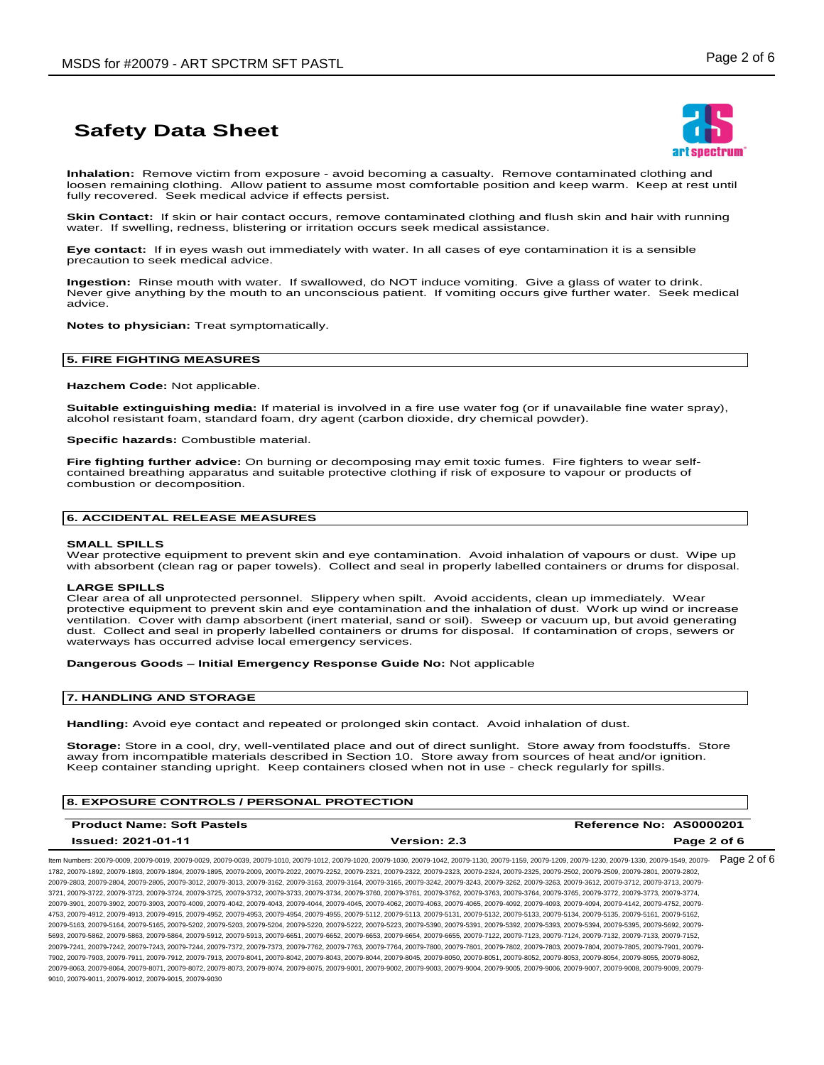**Inhalation:** Remove victim from exposure - avoid becoming a casualty. Remove contaminated clothing and loosen remaining clothing. Allow patient to assume most comfortable position and keep warm. Keep at rest until fully recovered. Seek medical advice if effects persist.

**Skin Contact:** If skin or hair contact occurs, remove contaminated clothing and flush skin and hair with running water. If swelling, redness, blistering or irritation occurs seek medical assistance.

**Eye contact:** If in eyes wash out immediately with water. In all cases of eye contamination it is a sensible precaution to seek medical advice.

**Ingestion:** Rinse mouth with water. If swallowed, do NOT induce vomiting. Give a glass of water to drink. Never give anything by the mouth to an unconscious patient. If vomiting occurs give further water. Seek medical advice.

**Notes to physician:** Treat symptomatically.

## 5. FIRE FIGHTING MEASURES

**Hazchem Code:** Not applicable.

**Suitable extinguishing media:** If material is involved in a fire use water fog (or if unavailable fine water spray), alcohol resistant foam, standard foam, dry agent (carbon dioxide, dry chemical powder).

**Specific hazards:** Combustible material.

**Fire fighting further advice:** On burning or decomposing may emit toxic fumes. Fire fighters to wear self-contained breathing apparatus and suitable protective clothing if risk of exposure to vapour or products of combustion or decomposition.

## 6. ACCIDENTAL RELEASE MEASURES

**SMALL SPILLS**
Wear protective equipment to prevent skin and eye contamination. Avoid inhalation of vapours or dust. Wipe up with absorbent (clean rag or paper towels). Collect and seal in properly labelled containers or drums for disposal.

**LARGE SPILLS**
Clear area of all unprotected personnel. Slippery when spilt. Avoid accidents, clean up immediately. Wear protective equipment to prevent skin and eye contamination and the inhalation of dust. Work up wind or increase ventilation. Cover with damp absorbent (inert material, sand or soil). Sweep or vacuum up, but avoid generating dust. Collect and seal in properly labelled containers or drums for disposal. If contamination of crops, sewers or waterways has occurred advise local emergency services.

**Dangerous Goods – Initial Emergency Response Guide No:** Not applicable

## 7. HANDLING AND STORAGE

**Handling:** Avoid eye contact and repeated or prolonged skin contact. Avoid inhalation of dust.

**Storage:** Store in a cool, dry, well-ventilated place and out of direct sunlight. Store away from foodstuffs. Store away from incompatible materials described in Section 10. Store away from sources of heat and/or ignition. Keep container standing upright. Keep containers closed when not in use - check regularly for spills.

## 8. EXPOSURE CONTROLS / PERSONAL PROTECTION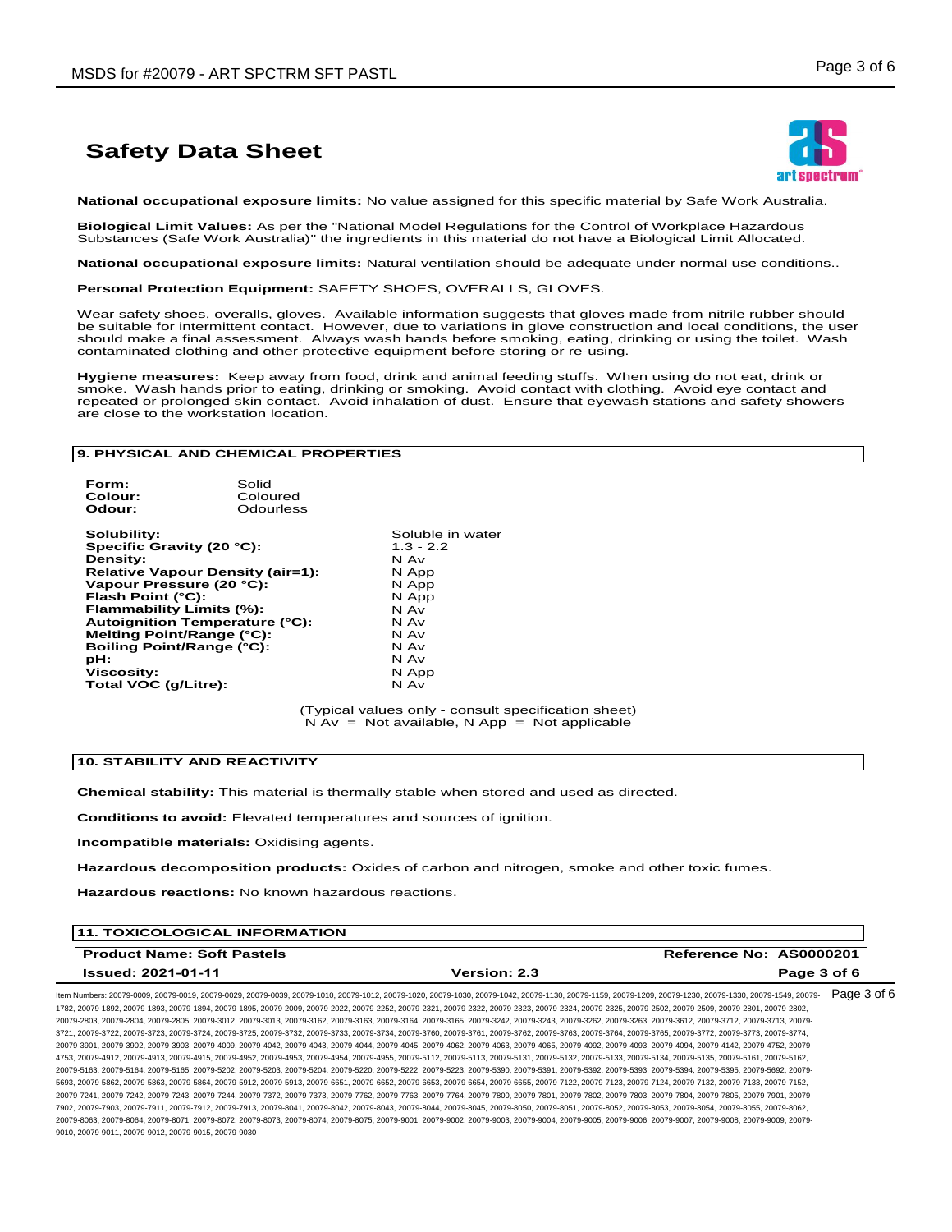**National occupational exposure limits:** No value assigned for this specific material by Safe Work Australia.

**Biological Limit Values:** As per the "National Model Regulations for the Control of Workplace Hazardous Substances (Safe Work Australia)" the ingredients in this material do not have a Biological Limit Allocated.

**National occupational exposure limits:** Natural ventilation should be adequate under normal use conditions..

**Personal Protection Equipment:** SAFETY SHOES, OVERALLS, GLOVES.

Wear safety shoes, overalls, gloves. Available information suggests that gloves made from nitrile rubber should be suitable for intermittent contact. However, due to variations in glove construction and local conditions, the user should make a final assessment. Always wash hands before smoking, eating, drinking or using the toilet. Wash contaminated clothing and other protective equipment before storing or re-using.

**Hygiene measures:** Keep away from food, drink and animal feeding stuffs. When using do not eat, drink or smoke. Wash hands prior to eating, drinking or smoking. Avoid contact with clothing. Avoid eye contact and repeated or prolonged skin contact. Avoid inhalation of dust. Ensure that eyewash stations and safety showers are close to the workstation location.

## 9. PHYSICAL AND CHEMICAL PROPERTIES

**Form:** Solid
**Colour:** Coloured
**Odour:** Odourless

| Property | Value |
|---|---|
| **Solubility:** | Soluble in water |
| **Specific Gravity (20 °C):** | 1.3 - 2.2 |
| **Density:** | N Av |
| **Relative Vapour Density (air=1):** | N App |
| **Vapour Pressure (20 °C):** | N App |
| **Flash Point (°C):** | N App |
| **Flammability Limits (%):** | N Av |
| **Autoignition Temperature (°C):** | N Av |
| **Melting Point/Range (°C):** | N Av |
| **Boiling Point/Range (°C):** | N Av |
| **pH:** | N Av |
| **Viscosity:** | N App |
| **Total VOC (g/Litre):** | N Av |

(Typical values only - consult specification sheet)
N Av = Not available, N App = Not applicable

## 10. STABILITY AND REACTIVITY

**Chemical stability:** This material is thermally stable when stored and used as directed.

**Conditions to avoid:** Elevated temperatures and sources of ignition.

**Incompatible materials:** Oxidising agents.

**Hazardous decomposition products:** Oxides of carbon and nitrogen, smoke and other toxic fumes.

**Hazardous reactions:** No known hazardous reactions.

## 11. TOXICOLOGICAL INFORMATION

**Product Name: Soft Pastels** | **Reference No: AS0000201**
**Issued: 2021-01-11** | **Version: 2.3**

Item Numbers: 20079-0009, 20079-0019, 20079-0029, 20079-0039, 20079-1010, 20079-1012, 20079-1020, 20079-1030, 20079-1042, 20079-1130, 20079-1159, 20079-1209, 20079-1230, 20079-1330, 20079-1549, 20079-1782, 20079-1892, 20079-1893, 20079-1894, 20079-1895, 20079-2009, 20079-2022, 20079-2252, 20079-2321, 20079-2322, 20079-2323, 20079-2324, 20079-2325, 20079-2502, 20079-2509, 20079-2801, 20079-2802, 20079-2803, 20079-2804, 20079-2805, 20079-3012, 20079-3013, 20079-3162, 20079-3163, 20079-3164, 20079-3165, 20079-3242, 20079-3243, 20079-3262, 20079-3263, 20079-3612, 20079-3712, 20079-3713, 20079-3721, 20079-3722, 20079-3723, 20079-3724, 20079-3725, 20079-3732, 20079-3733, 20079-3734, 20079-3760, 20079-3761, 20079-3762, 20079-3763, 20079-3764, 20079-3765, 20079-3772, 20079-3773, 20079-3774, 20079-3901, 20079-3902, 20079-3903, 20079-4009, 20079-4042, 20079-4043, 20079-4044, 20079-4045, 20079-4062, 20079-4063, 20079-4065, 20079-4092, 20079-4093, 20079-4094, 20079-4142, 20079-4752, 20079-4753, 20079-4912, 20079-4913, 20079-4915, 20079-4952, 20079-4953, 20079-4954, 20079-4955, 20079-5112, 20079-5113, 20079-5131, 20079-5132, 20079-5133, 20079-5134, 20079-5135, 20079-5161, 20079-5162, 20079-5163, 20079-5164, 20079-5165, 20079-5202, 20079-5203, 20079-5204, 20079-5220, 20079-5222, 20079-5223, 20079-5390, 20079-5391, 20079-5392, 20079-5393, 20079-5394, 20079-5395, 20079-5692, 20079-5693, 20079-5862, 20079-5863, 20079-5864, 20079-5912, 20079-5913, 20079-6651, 20079-6652, 20079-6653, 20079-6654, 20079-6655, 20079-7122, 20079-7123, 20079-7124, 20079-7132, 20079-7133, 20079-7152, 20079-7241, 20079-7242, 20079-7243, 20079-7244, 20079-7372, 20079-7373, 20079-7762, 20079-7763, 20079-7764, 20079-7800, 20079-7801, 20079-7802, 20079-7803, 20079-7804, 20079-7805, 20079-7901, 20079-7902, 20079-7903, 20079-7911, 20079-7912, 20079-7913, 20079-8041, 20079-8042, 20079-8043, 20079-8044, 20079-8045, 20079-8050, 20079-8051, 20079-8052, 20079-8053, 20079-8054, 20079-8055, 20079-8062, 20079-8063, 20079-8064, 20079-8071, 20079-8072, 20079-8073, 20079-8074, 20079-8075, 20079-9001, 20079-9002, 20079-9003, 20079-9004, 20079-9005, 20079-9006, 20079-9007, 20079-9008, 20079-9009, 20079-9010, 20079-9011, 20079-9012, 20079-9015, 20079-9030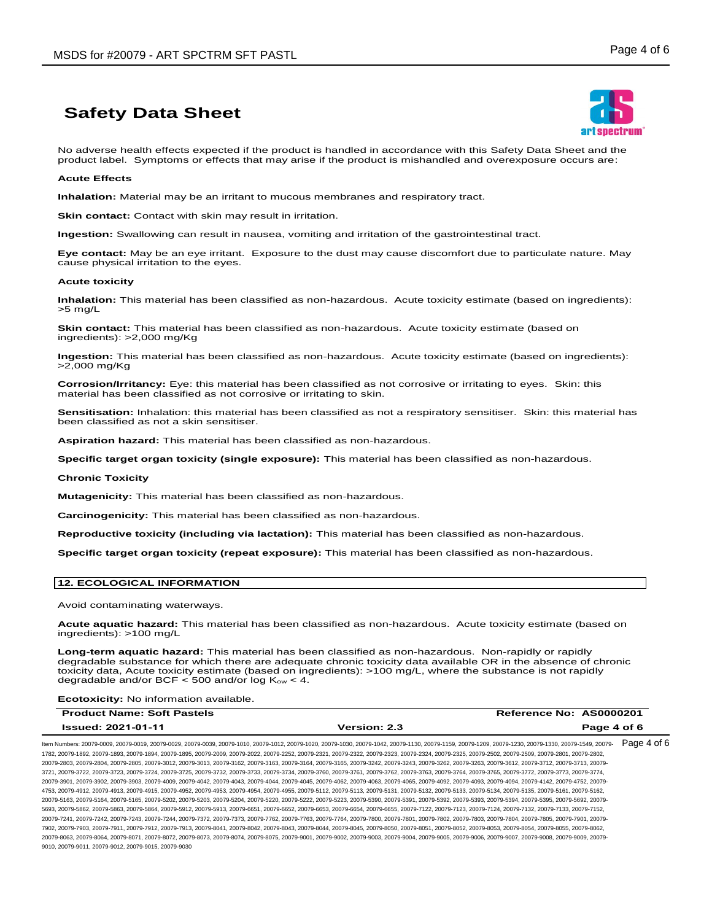No adverse health effects expected if the product is handled in accordance with this Safety Data Sheet and the product label. Symptoms or effects that may arise if the product is mishandled and overexposure occurs are:

**Acute Effects**

**Inhalation:** Material may be an irritant to mucous membranes and respiratory tract.

**Skin contact:** Contact with skin may result in irritation.

**Ingestion:** Swallowing can result in nausea, vomiting and irritation of the gastrointestinal tract.

**Eye contact:** May be an eye irritant. Exposure to the dust may cause discomfort due to particulate nature. May cause physical irritation to the eyes.

**Acute toxicity**

**Inhalation:** This material has been classified as non-hazardous. Acute toxicity estimate (based on ingredients): >5 mg/L

**Skin contact:** This material has been classified as non-hazardous. Acute toxicity estimate (based on ingredients): >2,000 mg/Kg

**Ingestion:** This material has been classified as non-hazardous. Acute toxicity estimate (based on ingredients): >2,000 mg/Kg

**Corrosion/Irritancy:** Eye: this material has been classified as not corrosive or irritating to eyes. Skin: this material has been classified as not corrosive or irritating to skin.

**Sensitisation:** Inhalation: this material has been classified as not a respiratory sensitiser. Skin: this material has been classified as not a skin sensitiser.

**Aspiration hazard:** This material has been classified as non-hazardous.

**Specific target organ toxicity (single exposure):** This material has been classified as non-hazardous.

**Chronic Toxicity**

**Mutagenicity:** This material has been classified as non-hazardous.

**Carcinogenicity:** This material has been classified as non-hazardous.

**Reproductive toxicity (including via lactation):** This material has been classified as non-hazardous.

**Specific target organ toxicity (repeat exposure):** This material has been classified as non-hazardous.

## 12. ECOLOGICAL INFORMATION

Avoid contaminating waterways.

**Acute aquatic hazard:** This material has been classified as non-hazardous. Acute toxicity estimate (based on ingredients): >100 mg/L

**Long-term aquatic hazard:** This material has been classified as non-hazardous. Non-rapidly or rapidly degradable substance for which there are adequate chronic toxicity data available OR in the absence of chronic toxicity data, Acute toxicity estimate (based on ingredients): >100 mg/L, where the substance is not rapidly degradable and/or BCF < 500 and/or log $K_{ow}$ < 4.

**Ecotoxicity:** No information available.

| Product Name: Soft Pastels | | Reference No: AS0000201 |
|---|---|---|
| Issued: 2021-01-11 | Version: 2.3 | Page 4 of 6 |

Item Numbers: 20079-0009, 20079-0019, 20079-0029, 20079-0039, 20079-1010, 20079-1012, 20079-1020, 20079-1030, 20079-1042, 20079-1130, 20079-1159, 20079-1209, 20079-1230, 20079-1330, 20079-1549, 20079-1782, 20079-1892, 20079-1893, 20079-1894, 20079-1895, 20079-2009, 20079-2022, 20079-2252, 20079-2321, 20079-2322, 20079-2323, 20079-2324, 20079-2325, 20079-2502, 20079-2509, 20079-2801, 20079-2802, 20079-2803, 20079-2804, 20079-2805, 20079-3012, 20079-3013, 20079-3162, 20079-3163, 20079-3164, 20079-3165, 20079-3242, 20079-3243, 20079-3262, 20079-3263, 20079-3612, 20079-3712, 20079-3713, 20079-3721, 20079-3722, 20079-3723, 20079-3724, 20079-3725, 20079-3732, 20079-3733, 20079-3734, 20079-3760, 20079-3761, 20079-3762, 20079-3763, 20079-3764, 20079-3765, 20079-3772, 20079-3773, 20079-3774, 20079-3901, 20079-3902, 20079-3903, 20079-4009, 20079-4042, 20079-4043, 20079-4044, 20079-4045, 20079-4062, 20079-4063, 20079-4065, 20079-4092, 20079-4093, 20079-4094, 20079-4142, 20079-4752, 20079-4753, 20079-4912, 20079-4913, 20079-4915, 20079-4952, 20079-4953, 20079-4954, 20079-4955, 20079-5112, 20079-5113, 20079-5131, 20079-5132, 20079-5133, 20079-5134, 20079-5135, 20079-5161, 20079-5162, 20079-5163, 20079-5164, 20079-5165, 20079-5202, 20079-5203, 20079-5204, 20079-5220, 20079-5222, 20079-5223, 20079-5390, 20079-5391, 20079-5392, 20079-5393, 20079-5394, 20079-5395, 20079-5692, 20079-5693, 20079-5862, 20079-5863, 20079-5864, 20079-5912, 20079-5913, 20079-6651, 20079-6652, 20079-6653, 20079-6654, 20079-6655, 20079-7122, 20079-7123, 20079-7124, 20079-7132, 20079-7133, 20079-7152, 20079-7241, 20079-7242, 20079-7243, 20079-7244, 20079-7372, 20079-7373, 20079-7762, 20079-7763, 20079-7764, 20079-7800, 20079-7801, 20079-7802, 20079-7803, 20079-7804, 20079-7805, 20079-7901, 20079-7902, 20079-7903, 20079-7911, 20079-7912, 20079-7913, 20079-8041, 20079-8042, 20079-8043, 20079-8044, 20079-8045, 20079-8050, 20079-8051, 20079-8052, 20079-8053, 20079-8054, 20079-8055, 20079-8062, 20079-8063, 20079-8064, 20079-8071, 20079-8072, 20079-8073, 20079-8074, 20079-8075, 20079-9001, 20079-9002, 20079-9003, 20079-9004, 20079-9005, 20079-9006, 20079-9007, 20079-9008, 20079-9009, 20079-9010, 20079-9011, 20079-9012, 20079-9015, 20079-9030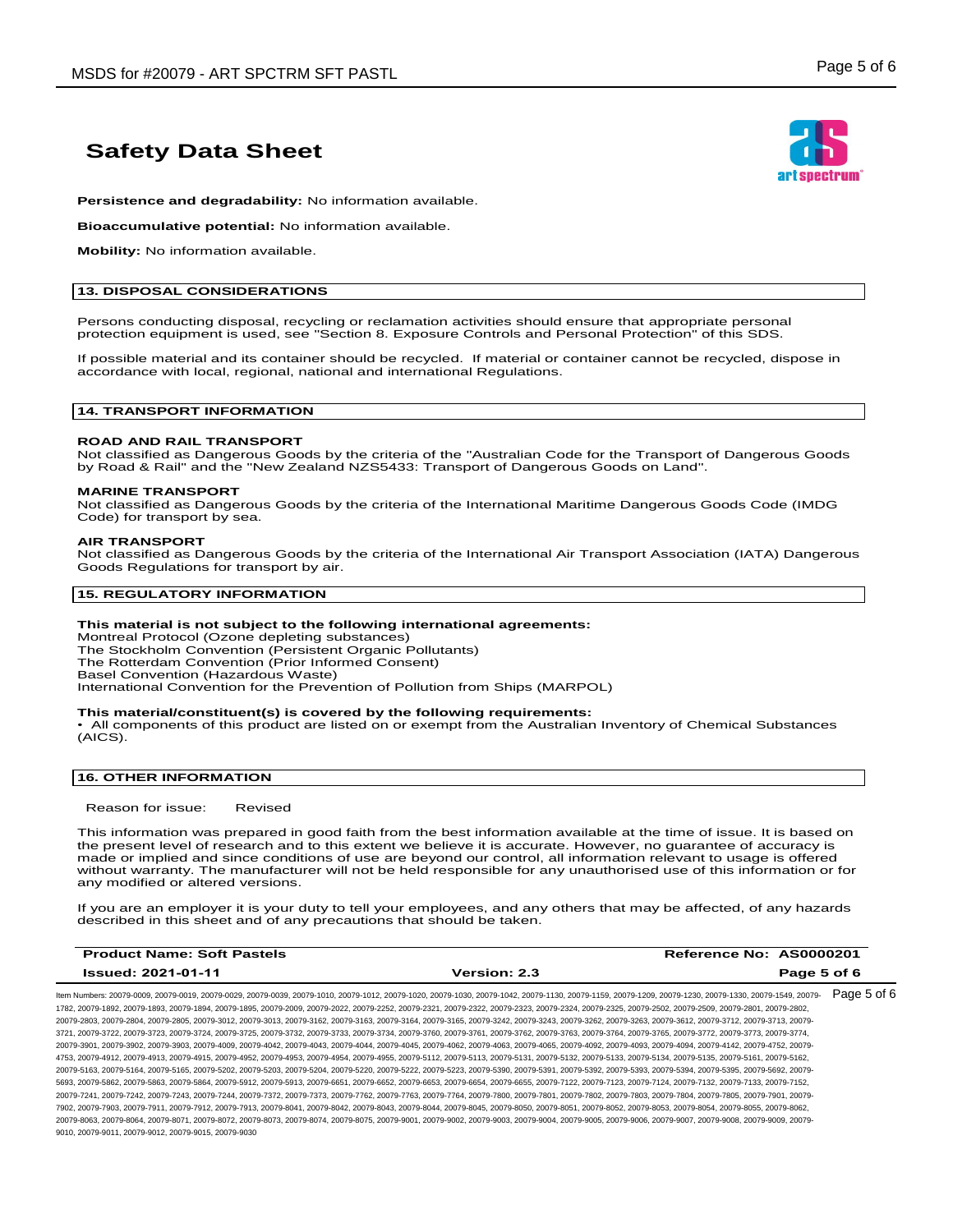**Persistence and degradability:** No information available.

**Bioaccumulative potential:** No information available.

**Mobility:** No information available.

## 13. DISPOSAL CONSIDERATIONS

Persons conducting disposal, recycling or reclamation activities should ensure that appropriate personal protection equipment is used, see "Section 8. Exposure Controls and Personal Protection" of this SDS.

If possible material and its container should be recycled. If material or container cannot be recycled, dispose in accordance with local, regional, national and international Regulations.

## 14. TRANSPORT INFORMATION

**ROAD AND RAIL TRANSPORT**
Not classified as Dangerous Goods by the criteria of the "Australian Code for the Transport of Dangerous Goods by Road & Rail" and the "New Zealand NZS5433: Transport of Dangerous Goods on Land".

**MARINE TRANSPORT**
Not classified as Dangerous Goods by the criteria of the International Maritime Dangerous Goods Code (IMDG Code) for transport by sea.

**AIR TRANSPORT**
Not classified as Dangerous Goods by the criteria of the International Air Transport Association (IATA) Dangerous Goods Regulations for transport by air.

## 15. REGULATORY INFORMATION

**This material is not subject to the following international agreements:**
Montreal Protocol (Ozone depleting substances)
The Stockholm Convention (Persistent Organic Pollutants)
The Rotterdam Convention (Prior Informed Consent)
Basel Convention (Hazardous Waste)
International Convention for the Prevention of Pollution from Ships (MARPOL)

**This material/constituent(s) is covered by the following requirements:**
• All components of this product are listed on or exempt from the Australian Inventory of Chemical Substances (AICS).

## 16. OTHER INFORMATION

Reason for issue: Revised

This information was prepared in good faith from the best information available at the time of issue. It is based on the present level of research and to this extent we believe it is accurate. However, no guarantee of accuracy is made or implied and since conditions of use are beyond our control, all information relevant to usage is offered without warranty. The manufacturer will not be held responsible for any unauthorised use of this information or for any modified or altered versions.

If you are an employer it is your duty to tell your employees, and any others that may be affected, of any hazards described in this sheet and of any precautions that should be taken.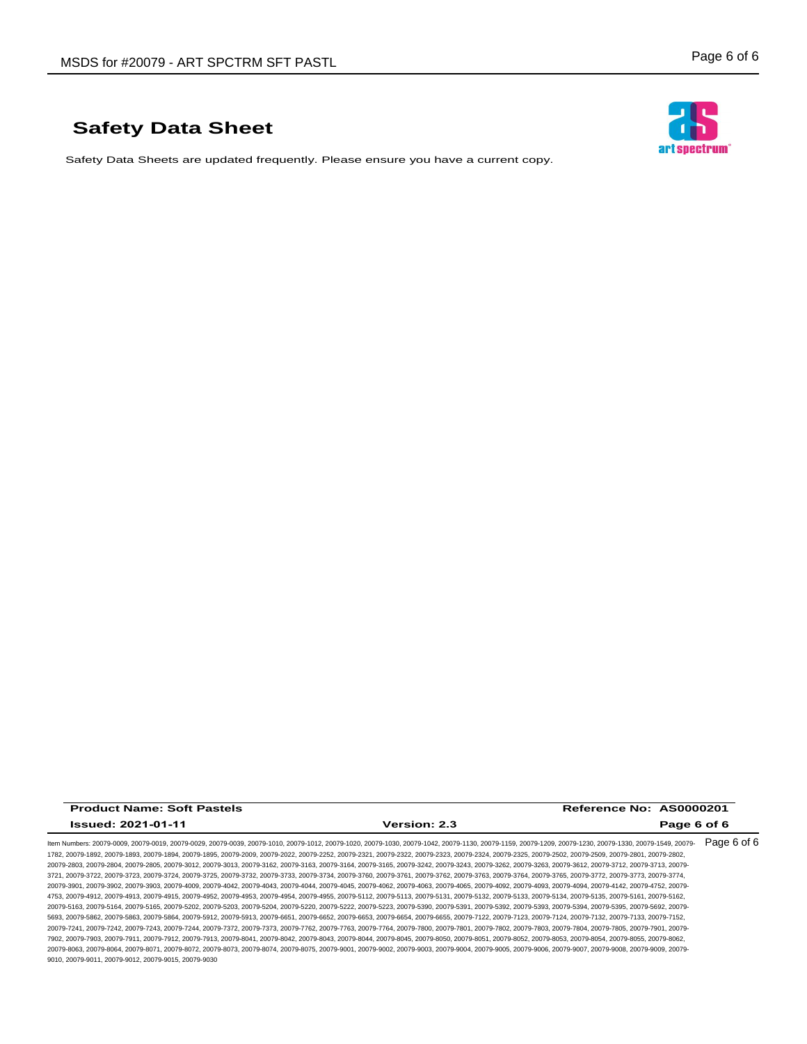# Safety Data Sheet

Safety Data Sheets are updated frequently. Please ensure you have a current copy.